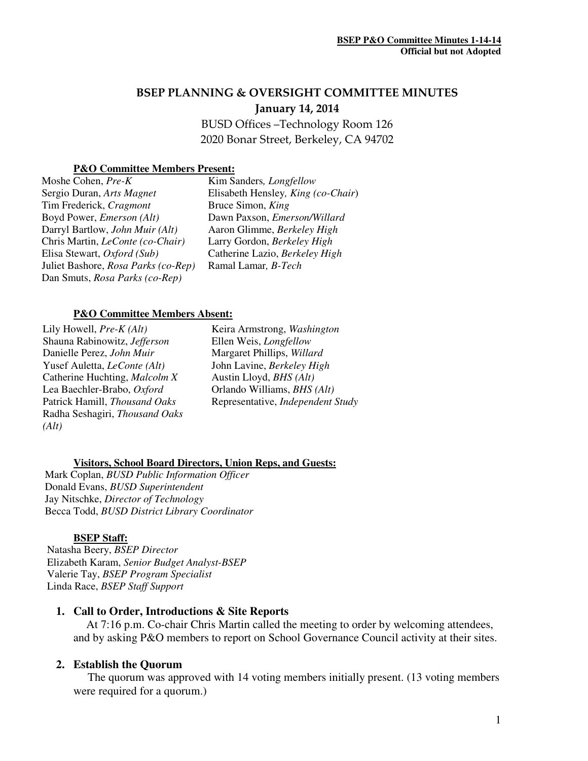# BSEP PLANNING & OVERSIGHT COMMITTEE MINUTES

## January 14, 2014

BUSD Offices –Technology Room 126
2020 Bonar Street, Berkeley, CA 94702

**P&O Committee Members Present:**

Moshe Cohen, *Pre-K*
Sergio Duran, *Arts Magnet*
Tim Frederick, *Cragmont*
Boyd Power, *Emerson (Alt)*
Darryl Bartlow, *John Muir (Alt)*
Chris Martin, *LeConte (co-Chair)*
Elisa Stewart, *Oxford (Sub)*
Juliet Bashore, *Rosa Parks (co-Rep)*
Dan Smuts, *Rosa Parks (co-Rep)*
Kim Sanders, *Longfellow*
Elisabeth Hensley, *King (co-Chair)*
Bruce Simon, *King*
Dawn Paxson, *Emerson/Willard*
Aaron Glimme, *Berkeley High*
Larry Gordon, *Berkeley High*
Catherine Lazio, *Berkeley High*
Ramal Lamar, *B-Tech*

**P&O Committee Members Absent:**

Lily Howell, *Pre-K (Alt)*
Shauna Rabinowitz, *Jefferson*
Danielle Perez, *John Muir*
Yusef Auletta, *LeConte (Alt)*
Catherine Huchting, *Malcolm X*
Lea Baechler-Brabo, *Oxford*
Patrick Hamill, *Thousand Oaks*
Radha Seshagiri, *Thousand Oaks (Alt)*
Keira Armstrong, *Washington*
Ellen Weis, *Longfellow*
Margaret Phillips, *Willard*
John Lavine, *Berkeley High*
Austin Lloyd, *BHS (Alt)*
Orlando Williams, *BHS (Alt)*
Representative, *Independent Study*

**Visitors, School Board Directors, Union Reps, and Guests:**

Mark Coplan, *BUSD Public Information Officer*
Donald Evans, *BUSD Superintendent*
Jay Nitschke, *Director of Technology*
Becca Todd, *BUSD District Library Coordinator*

**BSEP Staff:**

Natasha Beery, *BSEP Director*
Elizabeth Karam, *Senior Budget Analyst-BSEP*
Valerie Tay, *BSEP Program Specialist*
Linda Race, *BSEP Staff Support*

1. **Call to Order, Introductions & Site Reports**
   At 7:16 p.m. Co-chair Chris Martin called the meeting to order by welcoming attendees, and by asking P&O members to report on School Governance Council activity at their sites.

2. **Establish the Quorum**
   The quorum was approved with 14 voting members initially present. (13 voting members were required for a quorum.)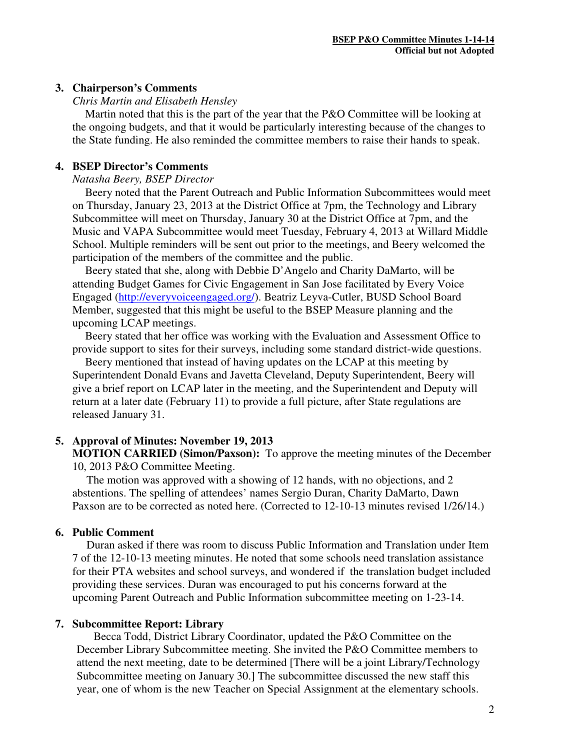### 3. Chairperson's Comments

*Chris Martin and Elisabeth Hensley*

Martin noted that this is the part of the year that the P&O Committee will be looking at the ongoing budgets, and that it would be particularly interesting because of the changes to the State funding. He also reminded the committee members to raise their hands to speak.

### 4. BSEP Director's Comments

*Natasha Beery, BSEP Director*

Beery noted that the Parent Outreach and Public Information Subcommittees would meet on Thursday, January 23, 2013 at the District Office at 7pm, the Technology and Library Subcommittee will meet on Thursday, January 30 at the District Office at 7pm, and the Music and VAPA Subcommittee would meet Tuesday, February 4, 2013 at Willard Middle School. Multiple reminders will be sent out prior to the meetings, and Beery welcomed the participation of the members of the committee and the public.

Beery stated that she, along with Debbie D'Angelo and Charity DaMarto, will be attending Budget Games for Civic Engagement in San Jose facilitated by Every Voice Engaged (http://everyvoiceengaged.org/). Beatriz Leyva-Cutler, BUSD School Board Member, suggested that this might be useful to the BSEP Measure planning and the upcoming LCAP meetings.

Beery stated that her office was working with the Evaluation and Assessment Office to provide support to sites for their surveys, including some standard district-wide questions.

Beery mentioned that instead of having updates on the LCAP at this meeting by Superintendent Donald Evans and Javetta Cleveland, Deputy Superintendent, Beery will give a brief report on LCAP later in the meeting, and the Superintendent and Deputy will return at a later date (February 11) to provide a full picture, after State regulations are released January 31.

### 5. Approval of Minutes: November 19, 2013

**MOTION CARRIED (Simon/Paxson):** To approve the meeting minutes of the December 10, 2013 P&O Committee Meeting.

The motion was approved with a showing of 12 hands, with no objections, and 2 abstentions. The spelling of attendees' names Sergio Duran, Charity DaMarto, Dawn Paxson are to be corrected as noted here. (Corrected to 12-10-13 minutes revised 1/26/14.)

### 6. Public Comment

Duran asked if there was room to discuss Public Information and Translation under Item 7 of the 12-10-13 meeting minutes. He noted that some schools need translation assistance for their PTA websites and school surveys, and wondered if the translation budget included providing these services. Duran was encouraged to put his concerns forward at the upcoming Parent Outreach and Public Information subcommittee meeting on 1-23-14.

### 7. Subcommittee Report: Library

Becca Todd, District Library Coordinator, updated the P&O Committee on the December Library Subcommittee meeting. She invited the P&O Committee members to attend the next meeting, date to be determined [There will be a joint Library/Technology Subcommittee meeting on January 30.] The subcommittee discussed the new staff this year, one of whom is the new Teacher on Special Assignment at the elementary schools.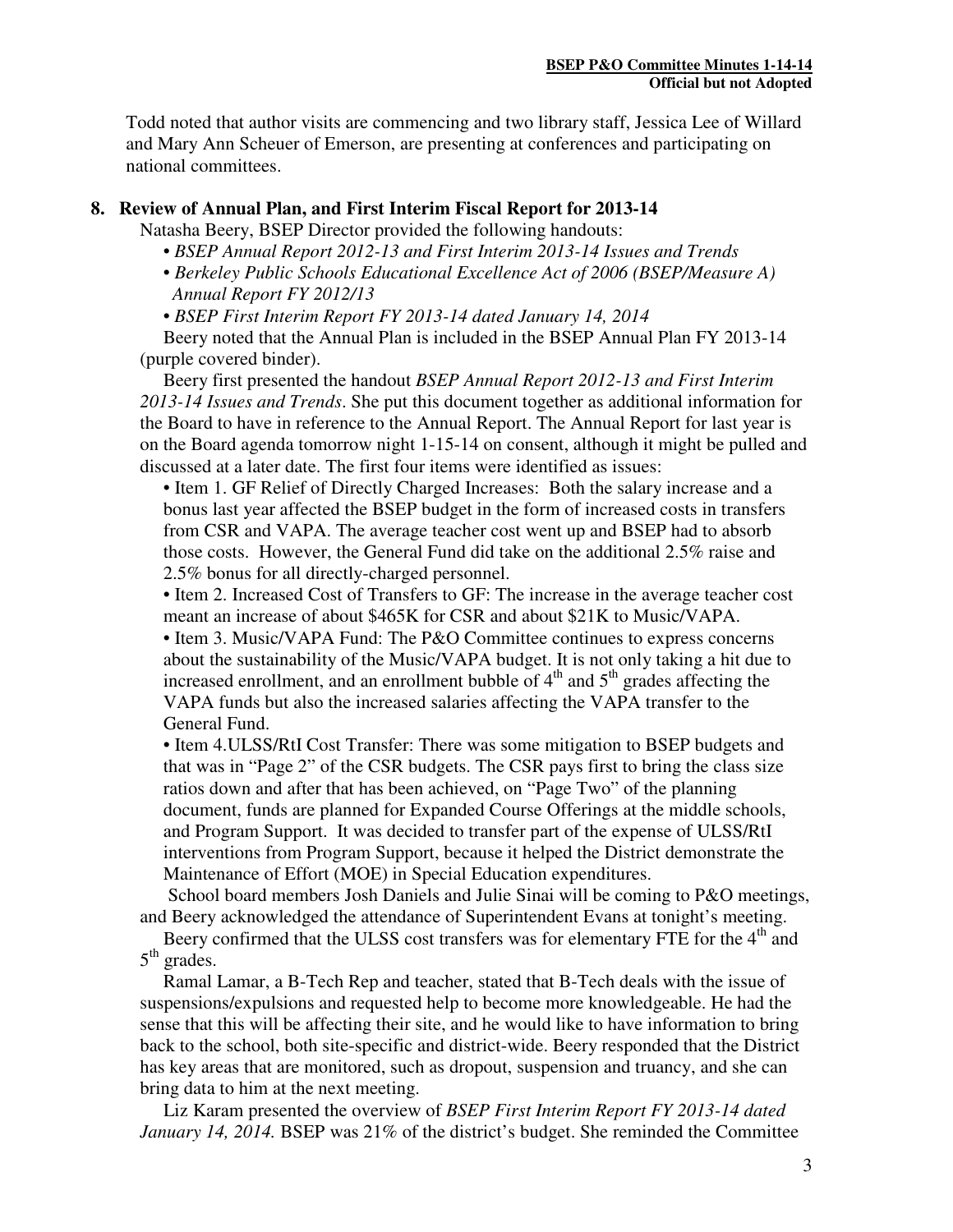Todd noted that author visits are commencing and two library staff, Jessica Lee of Willard and Mary Ann Scheuer of Emerson, are presenting at conferences and participating on national committees.

## 8. Review of Annual Plan, and First Interim Fiscal Report for 2013-14

Natasha Beery, BSEP Director provided the following handouts:

- *BSEP Annual Report 2012-13 and First Interim 2013-14 Issues and Trends*
- *Berkeley Public Schools Educational Excellence Act of 2006 (BSEP/Measure A) Annual Report FY 2012/13*
- *BSEP First Interim Report FY 2013-14 dated January 14, 2014*

Beery noted that the Annual Plan is included in the BSEP Annual Plan FY 2013-14 (purple covered binder).

Beery first presented the handout *BSEP Annual Report 2012-13 and First Interim 2013-14 Issues and Trends*. She put this document together as additional information for the Board to have in reference to the Annual Report. The Annual Report for last year is on the Board agenda tomorrow night 1-15-14 on consent, although it might be pulled and discussed at a later date. The first four items were identified as issues:

- Item 1. GF Relief of Directly Charged Increases: Both the salary increase and a bonus last year affected the BSEP budget in the form of increased costs in transfers from CSR and VAPA. The average teacher cost went up and BSEP had to absorb those costs. However, the General Fund did take on the additional 2.5% raise and 2.5% bonus for all directly-charged personnel.
- Item 2. Increased Cost of Transfers to GF: The increase in the average teacher cost meant an increase of about $465K for CSR and about $21K to Music/VAPA.
- Item 3. Music/VAPA Fund: The P&O Committee continues to express concerns about the sustainability of the Music/VAPA budget. It is not only taking a hit due to increased enrollment, and an enrollment bubble of 4th and 5th grades affecting the VAPA funds but also the increased salaries affecting the VAPA transfer to the General Fund.
- Item 4.ULSS/RtI Cost Transfer: There was some mitigation to BSEP budgets and that was in "Page 2" of the CSR budgets. The CSR pays first to bring the class size ratios down and after that has been achieved, on "Page Two" of the planning document, funds are planned for Expanded Course Offerings at the middle schools, and Program Support. It was decided to transfer part of the expense of ULSS/RtI interventions from Program Support, because it helped the District demonstrate the Maintenance of Effort (MOE) in Special Education expenditures.

School board members Josh Daniels and Julie Sinai will be coming to P&O meetings, and Beery acknowledged the attendance of Superintendent Evans at tonight's meeting.

Beery confirmed that the ULSS cost transfers was for elementary FTE for the 4th and 5th grades.

Ramal Lamar, a B-Tech Rep and teacher, stated that B-Tech deals with the issue of suspensions/expulsions and requested help to become more knowledgeable. He had the sense that this will be affecting their site, and he would like to have information to bring back to the school, both site-specific and district-wide. Beery responded that the District has key areas that are monitored, such as dropout, suspension and truancy, and she can bring data to him at the next meeting.

Liz Karam presented the overview of *BSEP First Interim Report FY 2013-14 dated January 14, 2014.* BSEP was 21% of the district's budget. She reminded the Committee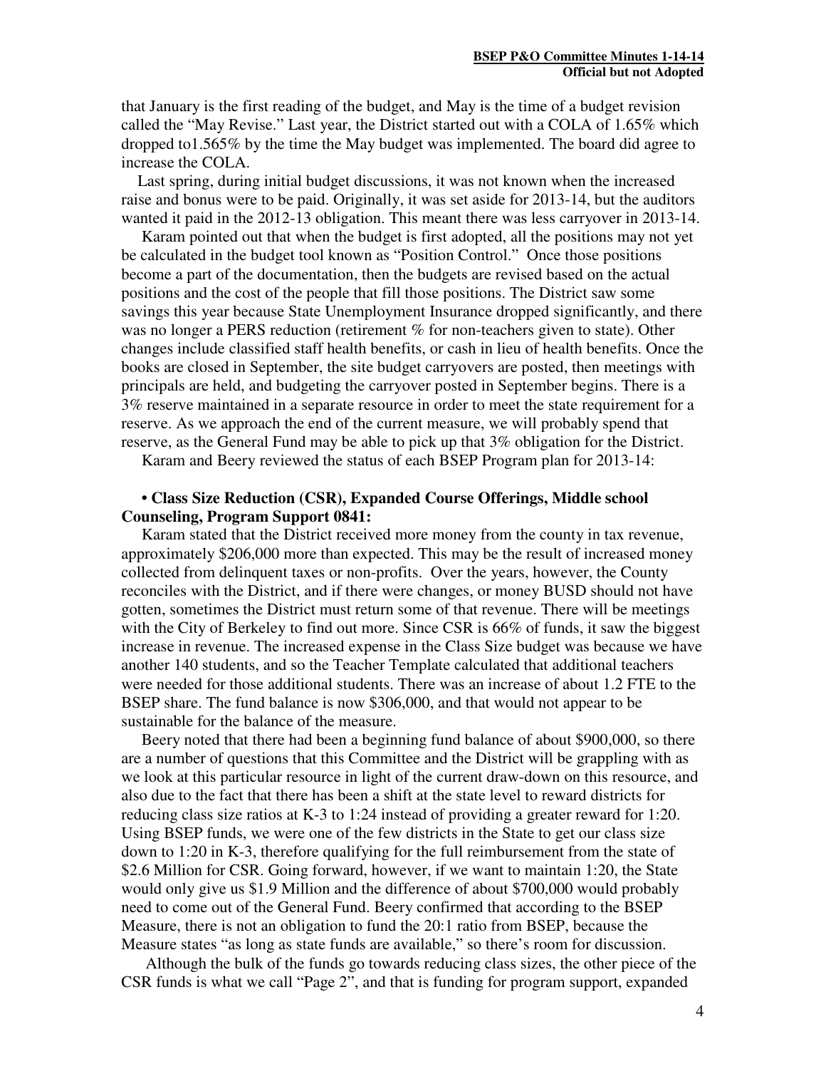that January is the first reading of the budget, and May is the time of a budget revision called the "May Revise." Last year, the District started out with a COLA of 1.65% which dropped to1.565% by the time the May budget was implemented. The board did agree to increase the COLA.

Last spring, during initial budget discussions, it was not known when the increased raise and bonus were to be paid. Originally, it was set aside for 2013-14, but the auditors wanted it paid in the 2012-13 obligation. This meant there was less carryover in 2013-14.

Karam pointed out that when the budget is first adopted, all the positions may not yet be calculated in the budget tool known as "Position Control." Once those positions become a part of the documentation, then the budgets are revised based on the actual positions and the cost of the people that fill those positions. The District saw some savings this year because State Unemployment Insurance dropped significantly, and there was no longer a PERS reduction (retirement % for non-teachers given to state). Other changes include classified staff health benefits, or cash in lieu of health benefits. Once the books are closed in September, the site budget carryovers are posted, then meetings with principals are held, and budgeting the carryover posted in September begins. There is a 3% reserve maintained in a separate resource in order to meet the state requirement for a reserve. As we approach the end of the current measure, we will probably spend that reserve, as the General Fund may be able to pick up that 3% obligation for the District.

Karam and Beery reviewed the status of each BSEP Program plan for 2013-14:

- **Class Size Reduction (CSR), Expanded Course Offerings, Middle school Counseling, Program Support 0841:**

Karam stated that the District received more money from the county in tax revenue, approximately $206,000 more than expected. This may be the result of increased money collected from delinquent taxes or non-profits. Over the years, however, the County reconciles with the District, and if there were changes, or money BUSD should not have gotten, sometimes the District must return some of that revenue. There will be meetings with the City of Berkeley to find out more. Since CSR is 66% of funds, it saw the biggest increase in revenue. The increased expense in the Class Size budget was because we have another 140 students, and so the Teacher Template calculated that additional teachers were needed for those additional students. There was an increase of about 1.2 FTE to the BSEP share. The fund balance is now $306,000, and that would not appear to be sustainable for the balance of the measure.

Beery noted that there had been a beginning fund balance of about $900,000, so there are a number of questions that this Committee and the District will be grappling with as we look at this particular resource in light of the current draw-down on this resource, and also due to the fact that there has been a shift at the state level to reward districts for reducing class size ratios at K-3 to 1:24 instead of providing a greater reward for 1:20. Using BSEP funds, we were one of the few districts in the State to get our class size down to 1:20 in K-3, therefore qualifying for the full reimbursement from the state of $2.6 Million for CSR. Going forward, however, if we want to maintain 1:20, the State would only give us $1.9 Million and the difference of about $700,000 would probably need to come out of the General Fund. Beery confirmed that according to the BSEP Measure, there is not an obligation to fund the 20:1 ratio from BSEP, because the Measure states "as long as state funds are available," so there's room for discussion.

Although the bulk of the funds go towards reducing class sizes, the other piece of the CSR funds is what we call "Page 2", and that is funding for program support, expanded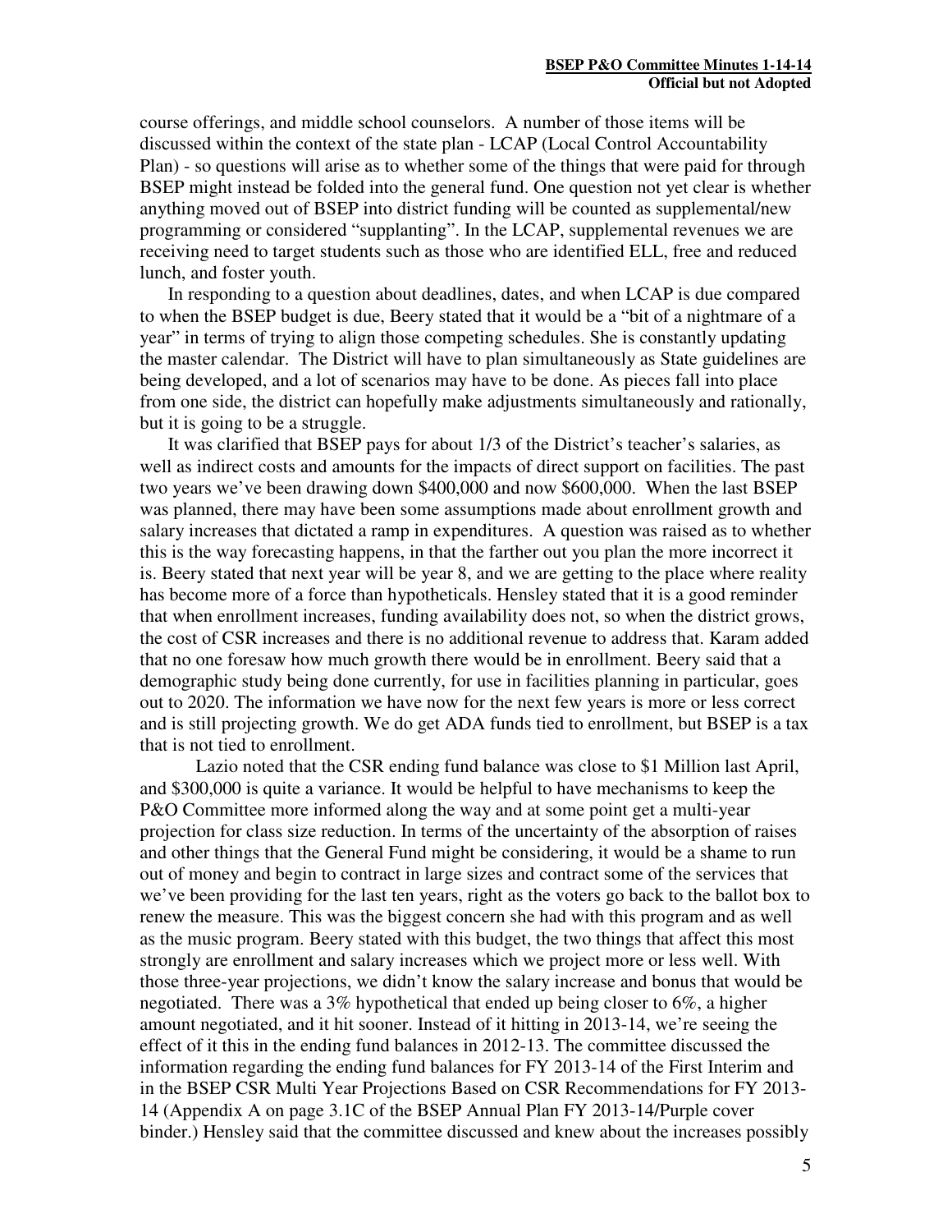course offerings, and middle school counselors. A number of those items will be discussed within the context of the state plan - LCAP (Local Control Accountability Plan) - so questions will arise as to whether some of the things that were paid for through BSEP might instead be folded into the general fund. One question not yet clear is whether anything moved out of BSEP into district funding will be counted as supplemental/new programming or considered "supplanting". In the LCAP, supplemental revenues we are receiving need to target students such as those who are identified ELL, free and reduced lunch, and foster youth.

In responding to a question about deadlines, dates, and when LCAP is due compared to when the BSEP budget is due, Beery stated that it would be a "bit of a nightmare of a year" in terms of trying to align those competing schedules. She is constantly updating the master calendar. The District will have to plan simultaneously as State guidelines are being developed, and a lot of scenarios may have to be done. As pieces fall into place from one side, the district can hopefully make adjustments simultaneously and rationally, but it is going to be a struggle.

It was clarified that BSEP pays for about 1/3 of the District's teacher's salaries, as well as indirect costs and amounts for the impacts of direct support on facilities. The past two years we've been drawing down \$400,000 and now \$600,000. When the last BSEP was planned, there may have been some assumptions made about enrollment growth and salary increases that dictated a ramp in expenditures. A question was raised as to whether this is the way forecasting happens, in that the farther out you plan the more incorrect it is. Beery stated that next year will be year 8, and we are getting to the place where reality has become more of a force than hypotheticals. Hensley stated that it is a good reminder that when enrollment increases, funding availability does not, so when the district grows, the cost of CSR increases and there is no additional revenue to address that. Karam added that no one foresaw how much growth there would be in enrollment. Beery said that a demographic study being done currently, for use in facilities planning in particular, goes out to 2020. The information we have now for the next few years is more or less correct and is still projecting growth. We do get ADA funds tied to enrollment, but BSEP is a tax that is not tied to enrollment.

Lazio noted that the CSR ending fund balance was close to \$1 Million last April, and \$300,000 is quite a variance. It would be helpful to have mechanisms to keep the P&O Committee more informed along the way and at some point get a multi-year projection for class size reduction. In terms of the uncertainty of the absorption of raises and other things that the General Fund might be considering, it would be a shame to run out of money and begin to contract in large sizes and contract some of the services that we've been providing for the last ten years, right as the voters go back to the ballot box to renew the measure. This was the biggest concern she had with this program and as well as the music program. Beery stated with this budget, the two things that affect this most strongly are enrollment and salary increases which we project more or less well. With those three-year projections, we didn't know the salary increase and bonus that would be negotiated. There was a 3% hypothetical that ended up being closer to 6%, a higher amount negotiated, and it hit sooner. Instead of it hitting in 2013-14, we're seeing the effect of it this in the ending fund balances in 2012-13. The committee discussed the information regarding the ending fund balances for FY 2013-14 of the First Interim and in the BSEP CSR Multi Year Projections Based on CSR Recommendations for FY 2013-14 (Appendix A on page 3.1C of the BSEP Annual Plan FY 2013-14/Purple cover binder.) Hensley said that the committee discussed and knew about the increases possibly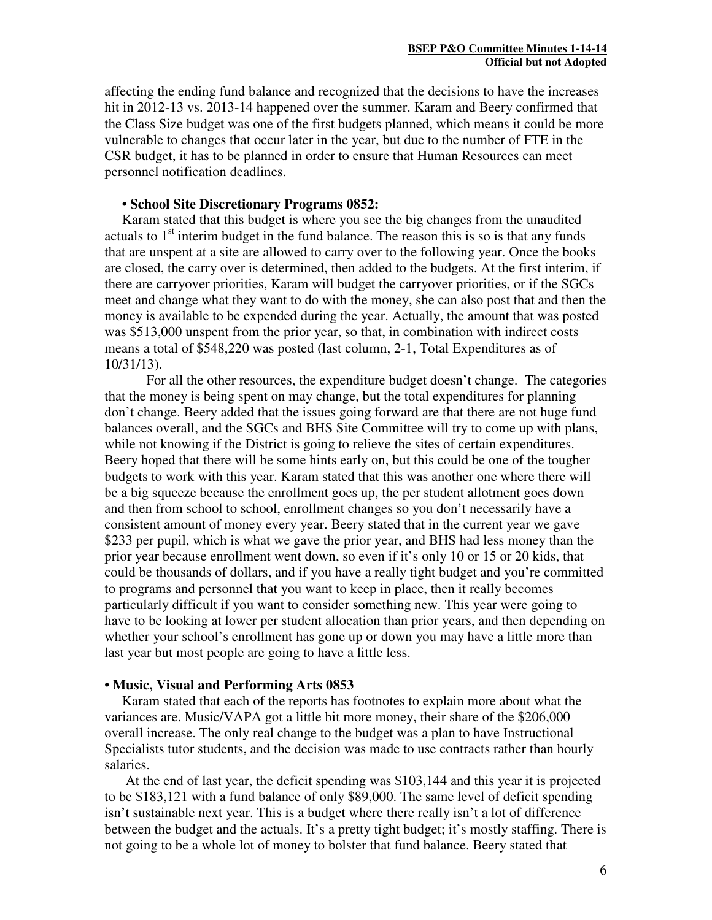affecting the ending fund balance and recognized that the decisions to have the increases hit in 2012-13 vs. 2013-14 happened over the summer. Karam and Beery confirmed that the Class Size budget was one of the first budgets planned, which means it could be more vulnerable to changes that occur later in the year, but due to the number of FTE in the CSR budget, it has to be planned in order to ensure that Human Resources can meet personnel notification deadlines.

**• School Site Discretionary Programs 0852:**

Karam stated that this budget is where you see the big changes from the unaudited actuals to 1st interim budget in the fund balance. The reason this is so is that any funds that are unspent at a site are allowed to carry over to the following year. Once the books are closed, the carry over is determined, then added to the budgets. At the first interim, if there are carryover priorities, Karam will budget the carryover priorities, or if the SGCs meet and change what they want to do with the money, she can also post that and then the money is available to be expended during the year. Actually, the amount that was posted was $513,000 unspent from the prior year, so that, in combination with indirect costs means a total of $548,220 was posted (last column, 2-1, Total Expenditures as of 10/31/13).

For all the other resources, the expenditure budget doesn't change. The categories that the money is being spent on may change, but the total expenditures for planning don't change. Beery added that the issues going forward are that there are not huge fund balances overall, and the SGCs and BHS Site Committee will try to come up with plans, while not knowing if the District is going to relieve the sites of certain expenditures. Beery hoped that there will be some hints early on, but this could be one of the tougher budgets to work with this year. Karam stated that this was another one where there will be a big squeeze because the enrollment goes up, the per student allotment goes down and then from school to school, enrollment changes so you don't necessarily have a consistent amount of money every year. Beery stated that in the current year we gave $233 per pupil, which is what we gave the prior year, and BHS had less money than the prior year because enrollment went down, so even if it's only 10 or 15 or 20 kids, that could be thousands of dollars, and if you have a really tight budget and you're committed to programs and personnel that you want to keep in place, then it really becomes particularly difficult if you want to consider something new. This year were going to have to be looking at lower per student allocation than prior years, and then depending on whether your school's enrollment has gone up or down you may have a little more than last year but most people are going to have a little less.

**• Music, Visual and Performing Arts 0853**

Karam stated that each of the reports has footnotes to explain more about what the variances are. Music/VAPA got a little bit more money, their share of the $206,000 overall increase. The only real change to the budget was a plan to have Instructional Specialists tutor students, and the decision was made to use contracts rather than hourly salaries.

At the end of last year, the deficit spending was $103,144 and this year it is projected to be $183,121 with a fund balance of only $89,000. The same level of deficit spending isn't sustainable next year. This is a budget where there really isn't a lot of difference between the budget and the actuals. It's a pretty tight budget; it's mostly staffing. There is not going to be a whole lot of money to bolster that fund balance. Beery stated that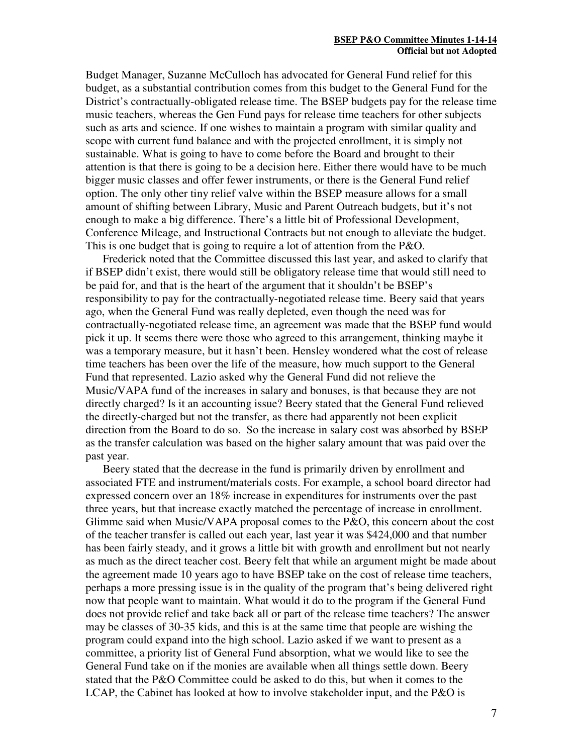Budget Manager, Suzanne McCulloch has advocated for General Fund relief for this budget, as a substantial contribution comes from this budget to the General Fund for the District's contractually-obligated release time. The BSEP budgets pay for the release time music teachers, whereas the Gen Fund pays for release time teachers for other subjects such as arts and science. If one wishes to maintain a program with similar quality and scope with current fund balance and with the projected enrollment, it is simply not sustainable. What is going to have to come before the Board and brought to their attention is that there is going to be a decision here. Either there would have to be much bigger music classes and offer fewer instruments, or there is the General Fund relief option. The only other tiny relief valve within the BSEP measure allows for a small amount of shifting between Library, Music and Parent Outreach budgets, but it's not enough to make a big difference. There's a little bit of Professional Development, Conference Mileage, and Instructional Contracts but not enough to alleviate the budget. This is one budget that is going to require a lot of attention from the P&O.

Frederick noted that the Committee discussed this last year, and asked to clarify that if BSEP didn't exist, there would still be obligatory release time that would still need to be paid for, and that is the heart of the argument that it shouldn't be BSEP's responsibility to pay for the contractually-negotiated release time. Beery said that years ago, when the General Fund was really depleted, even though the need was for contractually-negotiated release time, an agreement was made that the BSEP fund would pick it up. It seems there were those who agreed to this arrangement, thinking maybe it was a temporary measure, but it hasn't been. Hensley wondered what the cost of release time teachers has been over the life of the measure, how much support to the General Fund that represented. Lazio asked why the General Fund did not relieve the Music/VAPA fund of the increases in salary and bonuses, is that because they are not directly charged? Is it an accounting issue? Beery stated that the General Fund relieved the directly-charged but not the transfer, as there had apparently not been explicit direction from the Board to do so. So the increase in salary cost was absorbed by BSEP as the transfer calculation was based on the higher salary amount that was paid over the past year.

Beery stated that the decrease in the fund is primarily driven by enrollment and associated FTE and instrument/materials costs. For example, a school board director had expressed concern over an 18% increase in expenditures for instruments over the past three years, but that increase exactly matched the percentage of increase in enrollment. Glimme said when Music/VAPA proposal comes to the P&O, this concern about the cost of the teacher transfer is called out each year, last year it was $424,000 and that number has been fairly steady, and it grows a little bit with growth and enrollment but not nearly as much as the direct teacher cost. Beery felt that while an argument might be made about the agreement made 10 years ago to have BSEP take on the cost of release time teachers, perhaps a more pressing issue is in the quality of the program that's being delivered right now that people want to maintain. What would it do to the program if the General Fund does not provide relief and take back all or part of the release time teachers? The answer may be classes of 30-35 kids, and this is at the same time that people are wishing the program could expand into the high school. Lazio asked if we want to present as a committee, a priority list of General Fund absorption, what we would like to see the General Fund take on if the monies are available when all things settle down. Beery stated that the P&O Committee could be asked to do this, but when it comes to the LCAP, the Cabinet has looked at how to involve stakeholder input, and the P&O is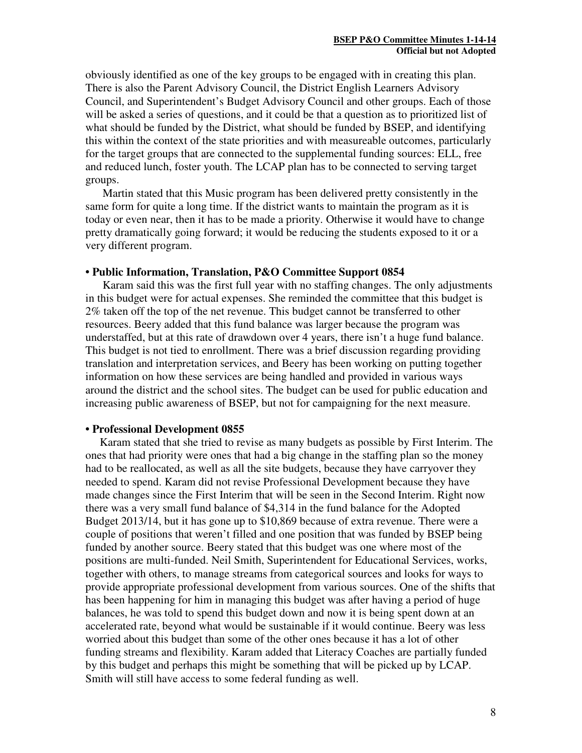obviously identified as one of the key groups to be engaged with in creating this plan. There is also the Parent Advisory Council, the District English Learners Advisory Council, and Superintendent's Budget Advisory Council and other groups. Each of those will be asked a series of questions, and it could be that a question as to prioritized list of what should be funded by the District, what should be funded by BSEP, and identifying this within the context of the state priorities and with measureable outcomes, particularly for the target groups that are connected to the supplemental funding sources: ELL, free and reduced lunch, foster youth. The LCAP plan has to be connected to serving target groups.

Martin stated that this Music program has been delivered pretty consistently in the same form for quite a long time. If the district wants to maintain the program as it is today or even near, then it has to be made a priority. Otherwise it would have to change pretty dramatically going forward; it would be reducing the students exposed to it or a very different program.

**• Public Information, Translation, P&O Committee Support 0854**

Karam said this was the first full year with no staffing changes. The only adjustments in this budget were for actual expenses. She reminded the committee that this budget is 2% taken off the top of the net revenue. This budget cannot be transferred to other resources. Beery added that this fund balance was larger because the program was understaffed, but at this rate of drawdown over 4 years, there isn't a huge fund balance. This budget is not tied to enrollment. There was a brief discussion regarding providing translation and interpretation services, and Beery has been working on putting together information on how these services are being handled and provided in various ways around the district and the school sites. The budget can be used for public education and increasing public awareness of BSEP, but not for campaigning for the next measure.

**• Professional Development 0855**

Karam stated that she tried to revise as many budgets as possible by First Interim. The ones that had priority were ones that had a big change in the staffing plan so the money had to be reallocated, as well as all the site budgets, because they have carryover they needed to spend. Karam did not revise Professional Development because they have made changes since the First Interim that will be seen in the Second Interim. Right now there was a very small fund balance of $4,314 in the fund balance for the Adopted Budget 2013/14, but it has gone up to $10,869 because of extra revenue. There were a couple of positions that weren't filled and one position that was funded by BSEP being funded by another source. Beery stated that this budget was one where most of the positions are multi-funded. Neil Smith, Superintendent for Educational Services, works, together with others, to manage streams from categorical sources and looks for ways to provide appropriate professional development from various sources. One of the shifts that has been happening for him in managing this budget was after having a period of huge balances, he was told to spend this budget down and now it is being spent down at an accelerated rate, beyond what would be sustainable if it would continue. Beery was less worried about this budget than some of the other ones because it has a lot of other funding streams and flexibility. Karam added that Literacy Coaches are partially funded by this budget and perhaps this might be something that will be picked up by LCAP. Smith will still have access to some federal funding as well.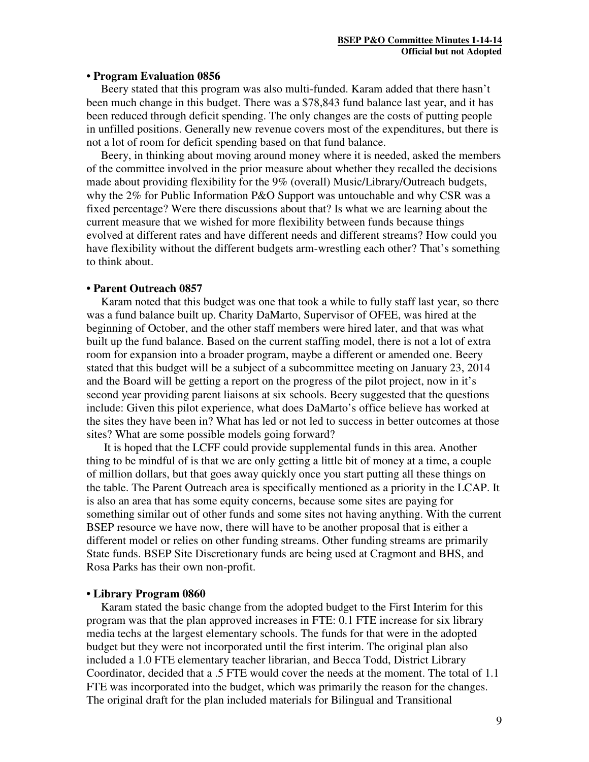**• Program Evaluation 0856**

Beery stated that this program was also multi-funded. Karam added that there hasn't been much change in this budget. There was a $78,843 fund balance last year, and it has been reduced through deficit spending. The only changes are the costs of putting people in unfilled positions. Generally new revenue covers most of the expenditures, but there is not a lot of room for deficit spending based on that fund balance.

Beery, in thinking about moving around money where it is needed, asked the members of the committee involved in the prior measure about whether they recalled the decisions made about providing flexibility for the 9% (overall) Music/Library/Outreach budgets, why the 2% for Public Information P&O Support was untouchable and why CSR was a fixed percentage? Were there discussions about that? Is what we are learning about the current measure that we wished for more flexibility between funds because things evolved at different rates and have different needs and different streams? How could you have flexibility without the different budgets arm-wrestling each other? That's something to think about.

**• Parent Outreach 0857**

Karam noted that this budget was one that took a while to fully staff last year, so there was a fund balance built up. Charity DaMarto, Supervisor of OFEE, was hired at the beginning of October, and the other staff members were hired later, and that was what built up the fund balance. Based on the current staffing model, there is not a lot of extra room for expansion into a broader program, maybe a different or amended one. Beery stated that this budget will be a subject of a subcommittee meeting on January 23, 2014 and the Board will be getting a report on the progress of the pilot project, now in it's second year providing parent liaisons at six schools. Beery suggested that the questions include: Given this pilot experience, what does DaMarto's office believe has worked at the sites they have been in? What has led or not led to success in better outcomes at those sites? What are some possible models going forward?

It is hoped that the LCFF could provide supplemental funds in this area. Another thing to be mindful of is that we are only getting a little bit of money at a time, a couple of million dollars, but that goes away quickly once you start putting all these things on the table. The Parent Outreach area is specifically mentioned as a priority in the LCAP. It is also an area that has some equity concerns, because some sites are paying for something similar out of other funds and some sites not having anything. With the current BSEP resource we have now, there will have to be another proposal that is either a different model or relies on other funding streams. Other funding streams are primarily State funds. BSEP Site Discretionary funds are being used at Cragmont and BHS, and Rosa Parks has their own non-profit.

**• Library Program 0860**

Karam stated the basic change from the adopted budget to the First Interim for this program was that the plan approved increases in FTE: 0.1 FTE increase for six library media techs at the largest elementary schools. The funds for that were in the adopted budget but they were not incorporated until the first interim. The original plan also included a 1.0 FTE elementary teacher librarian, and Becca Todd, District Library Coordinator, decided that a .5 FTE would cover the needs at the moment. The total of 1.1 FTE was incorporated into the budget, which was primarily the reason for the changes. The original draft for the plan included materials for Bilingual and Transitional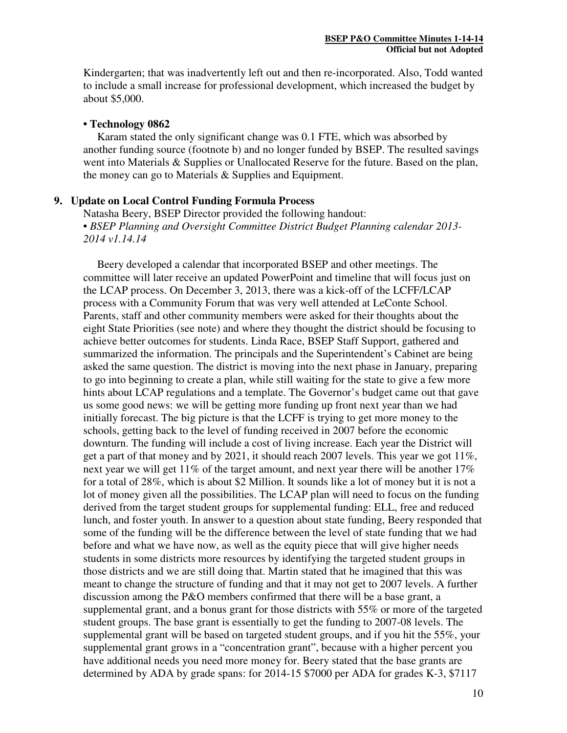Kindergarten; that was inadvertently left out and then re-incorporated. Also, Todd wanted to include a small increase for professional development, which increased the budget by about $5,000.

**• Technology 0862**

Karam stated the only significant change was 0.1 FTE, which was absorbed by another funding source (footnote b) and no longer funded by BSEP. The resulted savings went into Materials & Supplies or Unallocated Reserve for the future. Based on the plan, the money can go to Materials & Supplies and Equipment.

## 9. Update on Local Control Funding Formula Process

Natasha Beery, BSEP Director provided the following handout:

• *BSEP Planning and Oversight Committee District Budget Planning calendar 2013-2014 v1.14.14*

Beery developed a calendar that incorporated BSEP and other meetings. The committee will later receive an updated PowerPoint and timeline that will focus just on the LCAP process. On December 3, 2013, there was a kick-off of the LCFF/LCAP process with a Community Forum that was very well attended at LeConte School. Parents, staff and other community members were asked for their thoughts about the eight State Priorities (see note) and where they thought the district should be focusing to achieve better outcomes for students. Linda Race, BSEP Staff Support, gathered and summarized the information. The principals and the Superintendent's Cabinet are being asked the same question. The district is moving into the next phase in January, preparing to go into beginning to create a plan, while still waiting for the state to give a few more hints about LCAP regulations and a template. The Governor's budget came out that gave us some good news: we will be getting more funding up front next year than we had initially forecast. The big picture is that the LCFF is trying to get more money to the schools, getting back to the level of funding received in 2007 before the economic downturn. The funding will include a cost of living increase. Each year the District will get a part of that money and by 2021, it should reach 2007 levels. This year we got 11%, next year we will get 11% of the target amount, and next year there will be another 17% for a total of 28%, which is about $2 Million. It sounds like a lot of money but it is not a lot of money given all the possibilities. The LCAP plan will need to focus on the funding derived from the target student groups for supplemental funding: ELL, free and reduced lunch, and foster youth. In answer to a question about state funding, Beery responded that some of the funding will be the difference between the level of state funding that we had before and what we have now, as well as the equity piece that will give higher needs students in some districts more resources by identifying the targeted student groups in those districts and we are still doing that. Martin stated that he imagined that this was meant to change the structure of funding and that it may not get to 2007 levels. A further discussion among the P&O members confirmed that there will be a base grant, a supplemental grant, and a bonus grant for those districts with 55% or more of the targeted student groups. The base grant is essentially to get the funding to 2007-08 levels. The supplemental grant will be based on targeted student groups, and if you hit the 55%, your supplemental grant grows in a "concentration grant", because with a higher percent you have additional needs you need more money for. Beery stated that the base grants are determined by ADA by grade spans: for 2014-15 $7000 per ADA for grades K-3, $7117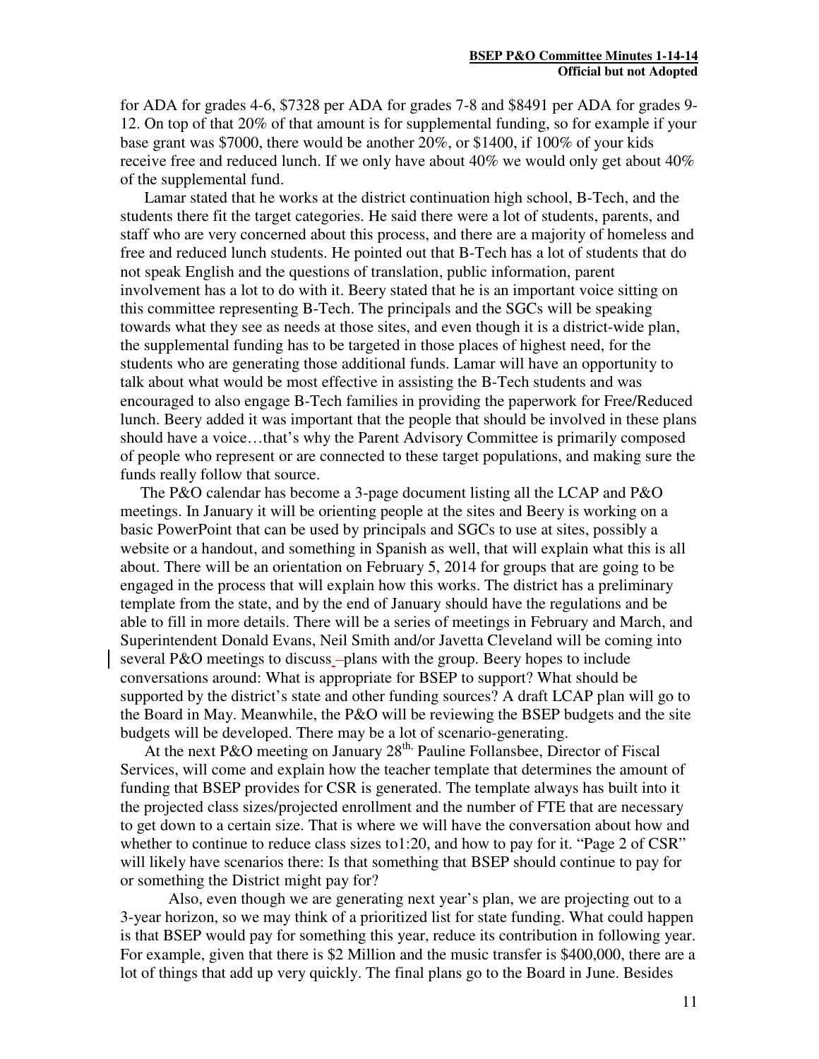for ADA for grades 4-6, $7328 per ADA for grades 7-8 and $8491 per ADA for grades 9-12. On top of that 20% of that amount is for supplemental funding, so for example if your base grant was $7000, there would be another 20%, or $1400, if 100% of your kids receive free and reduced lunch. If we only have about 40% we would only get about 40% of the supplemental fund.

Lamar stated that he works at the district continuation high school, B-Tech, and the students there fit the target categories. He said there were a lot of students, parents, and staff who are very concerned about this process, and there are a majority of homeless and free and reduced lunch students. He pointed out that B-Tech has a lot of students that do not speak English and the questions of translation, public information, parent involvement has a lot to do with it. Beery stated that he is an important voice sitting on this committee representing B-Tech. The principals and the SGCs will be speaking towards what they see as needs at those sites, and even though it is a district-wide plan, the supplemental funding has to be targeted in those places of highest need, for the students who are generating those additional funds. Lamar will have an opportunity to talk about what would be most effective in assisting the B-Tech students and was encouraged to also engage B-Tech families in providing the paperwork for Free/Reduced lunch. Beery added it was important that the people that should be involved in these plans should have a voice…that's why the Parent Advisory Committee is primarily composed of people who represent or are connected to these target populations, and making sure the funds really follow that source.

The P&O calendar has become a 3-page document listing all the LCAP and P&O meetings. In January it will be orienting people at the sites and Beery is working on a basic PowerPoint that can be used by principals and SGCs to use at sites, possibly a website or a handout, and something in Spanish as well, that will explain what this is all about. There will be an orientation on February 5, 2014 for groups that are going to be engaged in the process that will explain how this works. The district has a preliminary template from the state, and by the end of January should have the regulations and be able to fill in more details. There will be a series of meetings in February and March, and Superintendent Donald Evans, Neil Smith and/or Javetta Cleveland will be coming into several P&O meetings to discuss –plans with the group. Beery hopes to include conversations around: What is appropriate for BSEP to support? What should be supported by the district's state and other funding sources? A draft LCAP plan will go to the Board in May. Meanwhile, the P&O will be reviewing the BSEP budgets and the site budgets will be developed. There may be a lot of scenario-generating.

At the next P&O meeting on January 28th, Pauline Follansbee, Director of Fiscal Services, will come and explain how the teacher template that determines the amount of funding that BSEP provides for CSR is generated. The template always has built into it the projected class sizes/projected enrollment and the number of FTE that are necessary to get down to a certain size. That is where we will have the conversation about how and whether to continue to reduce class sizes to1:20, and how to pay for it. "Page 2 of CSR" will likely have scenarios there: Is that something that BSEP should continue to pay for or something the District might pay for?

Also, even though we are generating next year's plan, we are projecting out to a 3-year horizon, so we may think of a prioritized list for state funding. What could happen is that BSEP would pay for something this year, reduce its contribution in following year. For example, given that there is $2 Million and the music transfer is $400,000, there are a lot of things that add up very quickly. The final plans go to the Board in June. Besides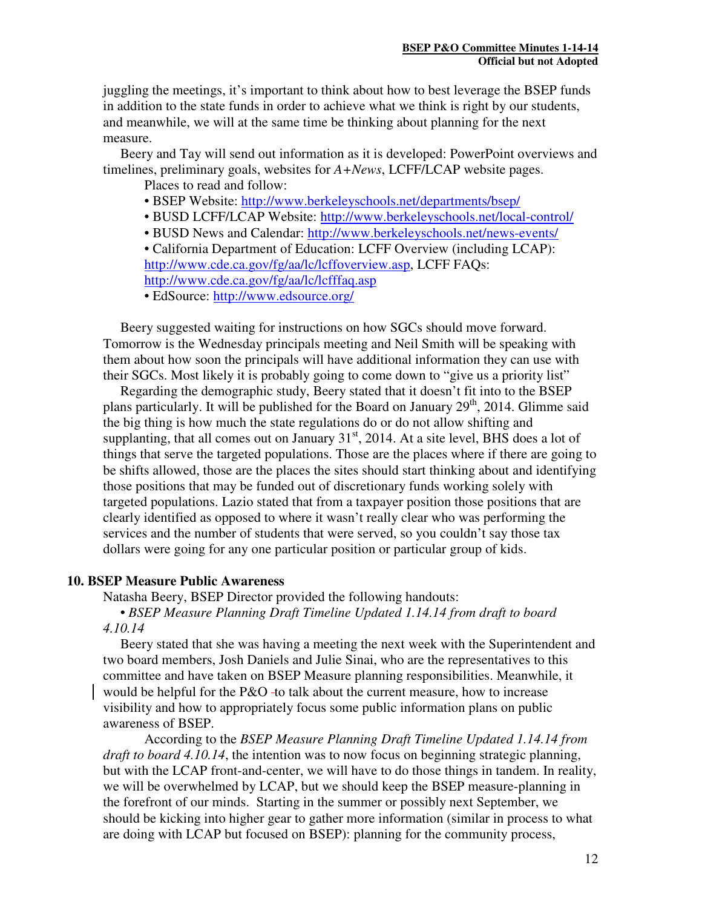juggling the meetings, it's important to think about how to best leverage the BSEP funds in addition to the state funds in order to achieve what we think is right by our students, and meanwhile, we will at the same time be thinking about planning for the next measure.

Beery and Tay will send out information as it is developed: PowerPoint overviews and timelines, preliminary goals, websites for *A+News*, LCFF/LCAP website pages.

Places to read and follow:

- BSEP Website: http://www.berkeleyschools.net/departments/bsep/
- BUSD LCFF/LCAP Website: http://www.berkeleyschools.net/local-control/
- BUSD News and Calendar: http://www.berkeleyschools.net/news-events/
- California Department of Education: LCFF Overview (including LCAP): http://www.cde.ca.gov/fg/aa/lc/lcffoverview.asp, LCFF FAQs: http://www.cde.ca.gov/fg/aa/lc/lcfffaq.asp
- EdSource: http://www.edsource.org/

Beery suggested waiting for instructions on how SGCs should move forward. Tomorrow is the Wednesday principals meeting and Neil Smith will be speaking with them about how soon the principals will have additional information they can use with their SGCs. Most likely it is probably going to come down to "give us a priority list"

Regarding the demographic study, Beery stated that it doesn't fit into to the BSEP plans particularly. It will be published for the Board on January 29th, 2014. Glimme said the big thing is how much the state regulations do or do not allow shifting and supplanting, that all comes out on January 31st, 2014. At a site level, BHS does a lot of things that serve the targeted populations. Those are the places where if there are going to be shifts allowed, those are the places the sites should start thinking about and identifying those positions that may be funded out of discretionary funds working solely with targeted populations. Lazio stated that from a taxpayer position those positions that are clearly identified as opposed to where it wasn't really clear who was performing the services and the number of students that were served, so you couldn't say those tax dollars were going for any one particular position or particular group of kids.

### 10. BSEP Measure Public Awareness

Natasha Beery, BSEP Director provided the following handouts:

- *BSEP Measure Planning Draft Timeline Updated 1.14.14 from draft to board 4.10.14*

Beery stated that she was having a meeting the next week with the Superintendent and two board members, Josh Daniels and Julie Sinai, who are the representatives to this committee and have taken on BSEP Measure planning responsibilities. Meanwhile, it would be helpful for the P&O to talk about the current measure, how to increase visibility and how to appropriately focus some public information plans on public awareness of BSEP.

According to the *BSEP Measure Planning Draft Timeline Updated 1.14.14 from draft to board 4.10.14*, the intention was to now focus on beginning strategic planning, but with the LCAP front-and-center, we will have to do those things in tandem. In reality, we will be overwhelmed by LCAP, but we should keep the BSEP measure-planning in the forefront of our minds. Starting in the summer or possibly next September, we should be kicking into higher gear to gather more information (similar in process to what are doing with LCAP but focused on BSEP): planning for the community process,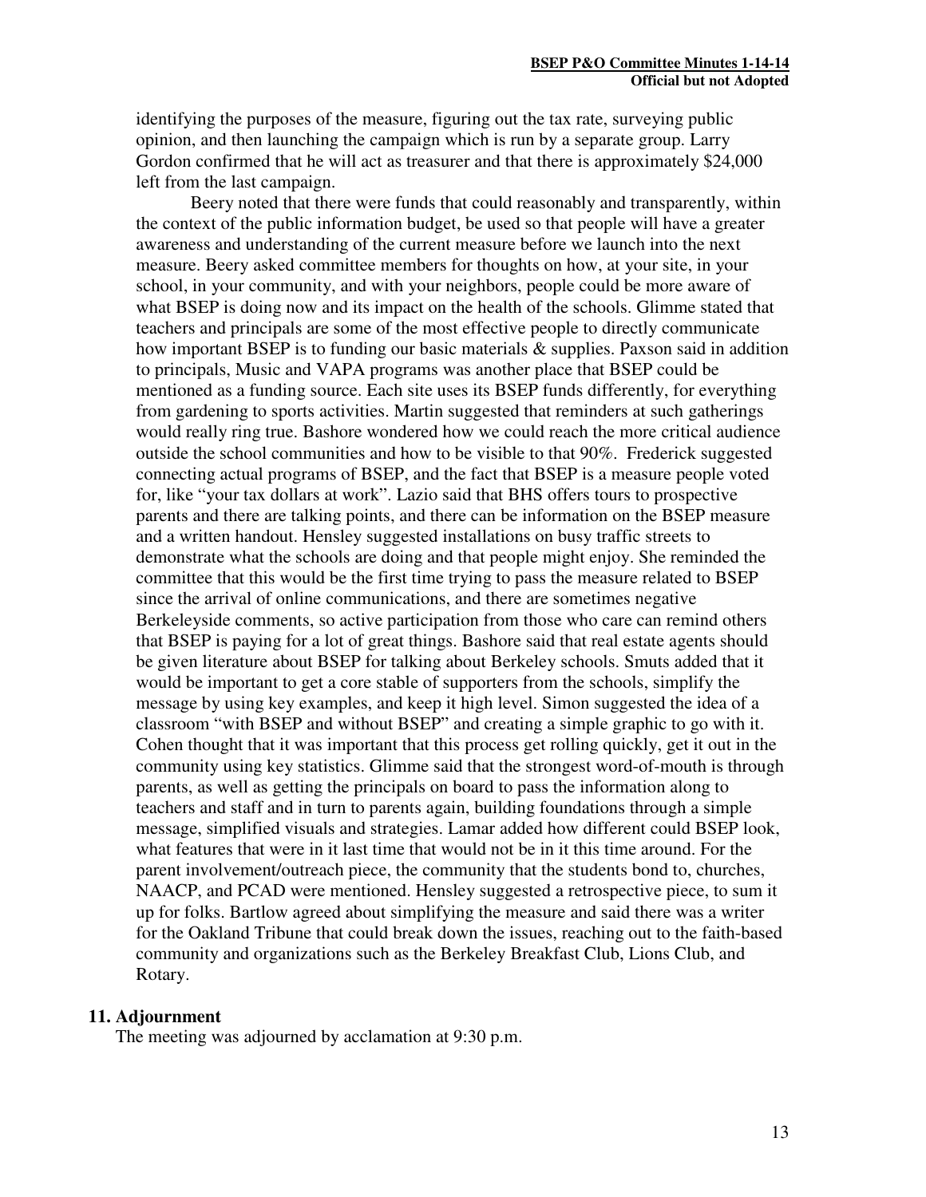identifying the purposes of the measure, figuring out the tax rate, surveying public opinion, and then launching the campaign which is run by a separate group. Larry Gordon confirmed that he will act as treasurer and that there is approximately $24,000 left from the last campaign.

Beery noted that there were funds that could reasonably and transparently, within the context of the public information budget, be used so that people will have a greater awareness and understanding of the current measure before we launch into the next measure. Beery asked committee members for thoughts on how, at your site, in your school, in your community, and with your neighbors, people could be more aware of what BSEP is doing now and its impact on the health of the schools. Glimme stated that teachers and principals are some of the most effective people to directly communicate how important BSEP is to funding our basic materials & supplies. Paxson said in addition to principals, Music and VAPA programs was another place that BSEP could be mentioned as a funding source. Each site uses its BSEP funds differently, for everything from gardening to sports activities. Martin suggested that reminders at such gatherings would really ring true. Bashore wondered how we could reach the more critical audience outside the school communities and how to be visible to that 90%. Frederick suggested connecting actual programs of BSEP, and the fact that BSEP is a measure people voted for, like "your tax dollars at work". Lazio said that BHS offers tours to prospective parents and there are talking points, and there can be information on the BSEP measure and a written handout. Hensley suggested installations on busy traffic streets to demonstrate what the schools are doing and that people might enjoy. She reminded the committee that this would be the first time trying to pass the measure related to BSEP since the arrival of online communications, and there are sometimes negative Berkeleyside comments, so active participation from those who care can remind others that BSEP is paying for a lot of great things. Bashore said that real estate agents should be given literature about BSEP for talking about Berkeley schools. Smuts added that it would be important to get a core stable of supporters from the schools, simplify the message by using key examples, and keep it high level. Simon suggested the idea of a classroom "with BSEP and without BSEP" and creating a simple graphic to go with it. Cohen thought that it was important that this process get rolling quickly, get it out in the community using key statistics. Glimme said that the strongest word-of-mouth is through parents, as well as getting the principals on board to pass the information along to teachers and staff and in turn to parents again, building foundations through a simple message, simplified visuals and strategies. Lamar added how different could BSEP look, what features that were in it last time that would not be in it this time around. For the parent involvement/outreach piece, the community that the students bond to, churches, NAACP, and PCAD were mentioned. Hensley suggested a retrospective piece, to sum it up for folks. Bartlow agreed about simplifying the measure and said there was a writer for the Oakland Tribune that could break down the issues, reaching out to the faith-based community and organizations such as the Berkeley Breakfast Club, Lions Club, and Rotary.

## 11. Adjournment

The meeting was adjourned by acclamation at 9:30 p.m.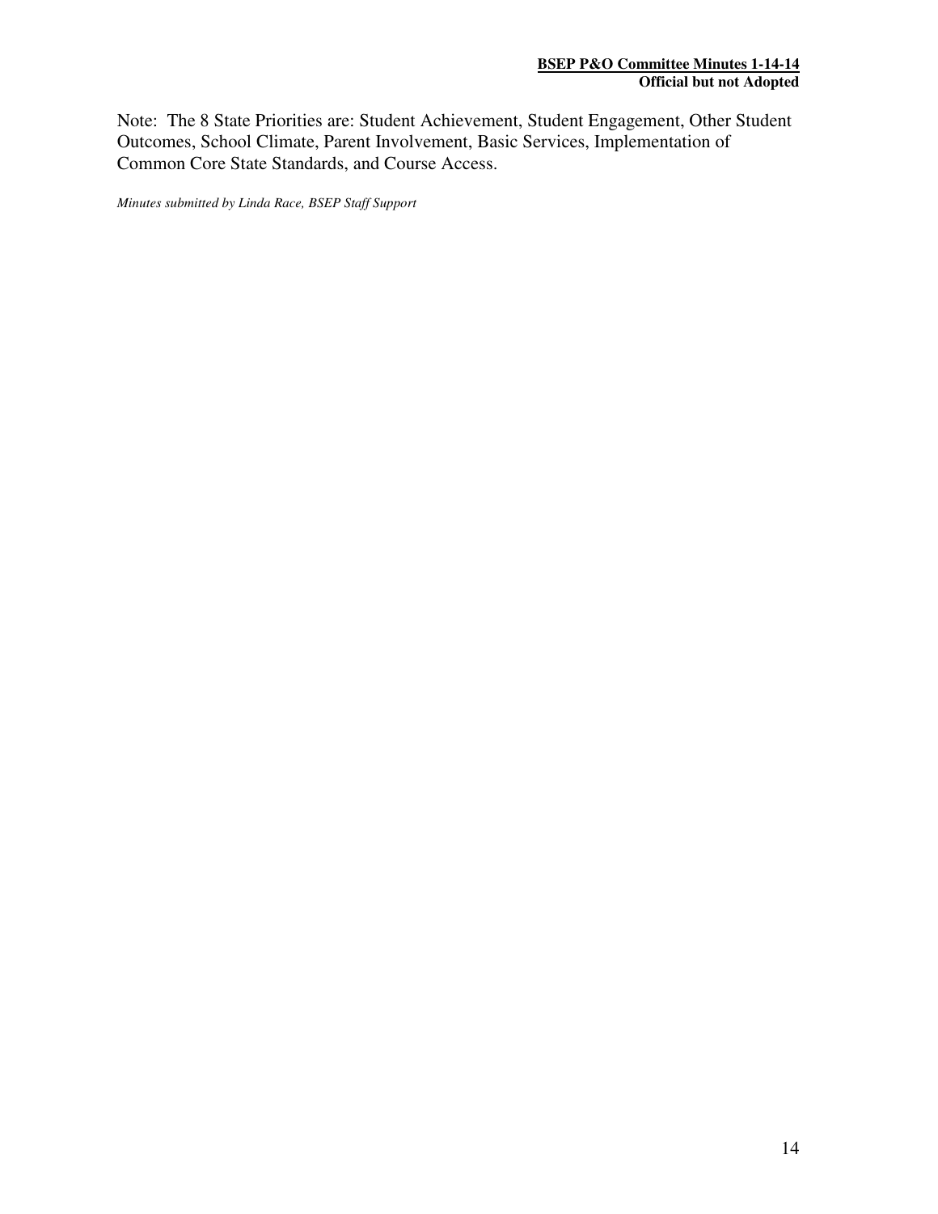Note: The 8 State Priorities are: Student Achievement, Student Engagement, Other Student Outcomes, School Climate, Parent Involvement, Basic Services, Implementation of Common Core State Standards, and Course Access.

*Minutes submitted by Linda Race, BSEP Staff Support*